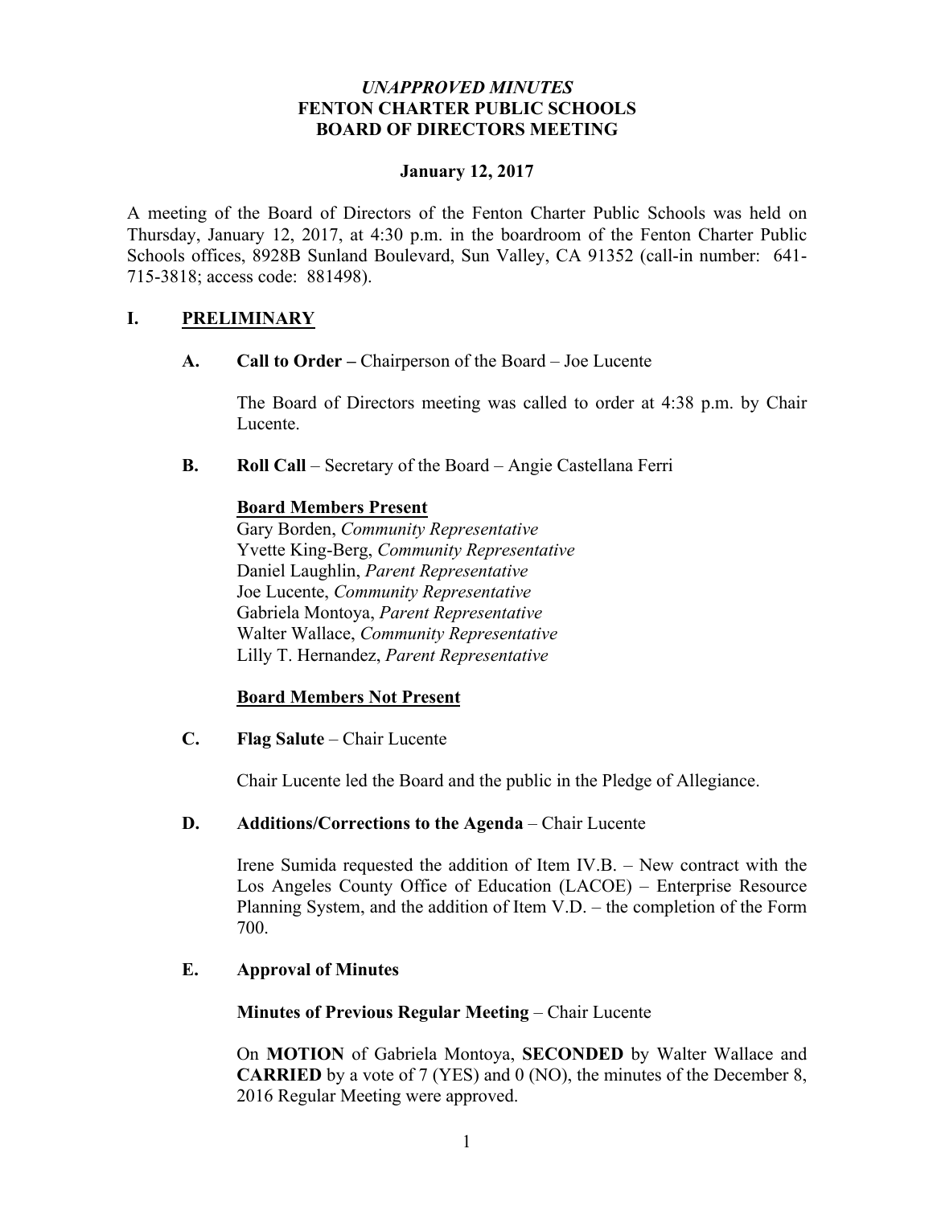*UNAPPROVED MINUTES*

# FENTON CHARTER PUBLIC SCHOOLS
# BOARD OF DIRECTORS MEETING

**January 12, 2017**

A meeting of the Board of Directors of the Fenton Charter Public Schools was held on Thursday, January 12, 2017, at 4:30 p.m. in the boardroom of the Fenton Charter Public Schools offices, 8928B Sunland Boulevard, Sun Valley, CA 91352 (call-in number: 641-715-3818; access code: 881498).

## I. PRELIMINARY

### A. Call to Order – Chairperson of the Board – Joe Lucente

The Board of Directors meeting was called to order at 4:38 p.m. by Chair Lucente.

### B. Roll Call – Secretary of the Board – Angie Castellana Ferri

**Board Members Present**

Gary Borden, *Community Representative*
Yvette King-Berg, *Community Representative*
Daniel Laughlin, *Parent Representative*
Joe Lucente, *Community Representative*
Gabriela Montoya, *Parent Representative*
Walter Wallace, *Community Representative*
Lilly T. Hernandez, *Parent Representative*

**Board Members Not Present**

### C. Flag Salute – Chair Lucente

Chair Lucente led the Board and the public in the Pledge of Allegiance.

### D. Additions/Corrections to the Agenda – Chair Lucente

Irene Sumida requested the addition of Item IV.B. – New contract with the Los Angeles County Office of Education (LACOE) – Enterprise Resource Planning System, and the addition of Item V.D. – the completion of the Form 700.

### E. Approval of Minutes

**Minutes of Previous Regular Meeting** – Chair Lucente

On **MOTION** of Gabriela Montoya, **SECONDED** by Walter Wallace and **CARRIED** by a vote of 7 (YES) and 0 (NO), the minutes of the December 8, 2016 Regular Meeting were approved.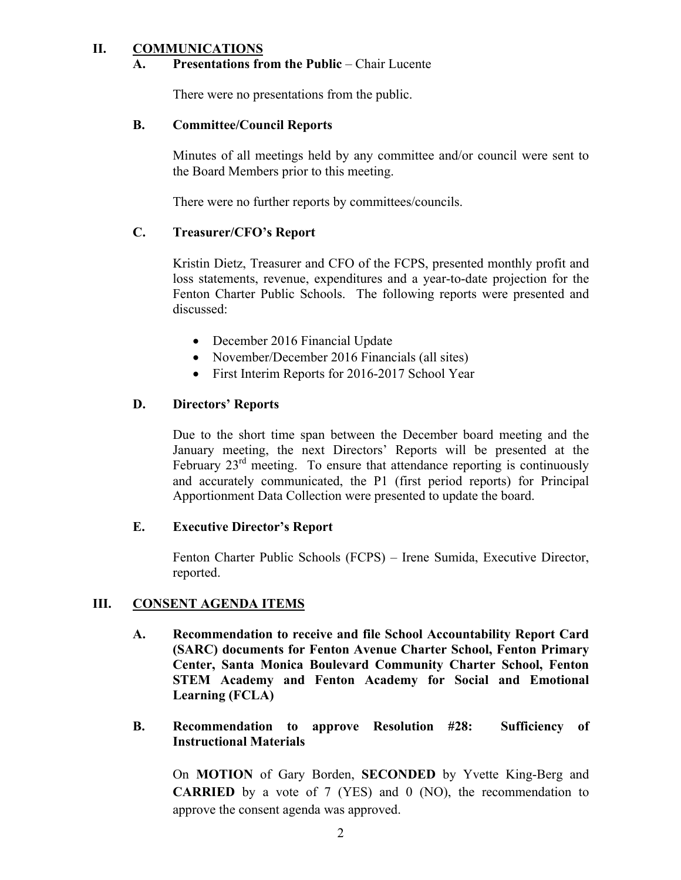## II. COMMUNICATIONS

### A. Presentations from the Public – Chair Lucente

There were no presentations from the public.

### B. Committee/Council Reports

Minutes of all meetings held by any committee and/or council were sent to the Board Members prior to this meeting.

There were no further reports by committees/councils.

### C. Treasurer/CFO's Report

Kristin Dietz, Treasurer and CFO of the FCPS, presented monthly profit and loss statements, revenue, expenditures and a year-to-date projection for the Fenton Charter Public Schools. The following reports were presented and discussed:

- December 2016 Financial Update
- November/December 2016 Financials (all sites)
- First Interim Reports for 2016-2017 School Year

### D. Directors' Reports

Due to the short time span between the December board meeting and the January meeting, the next Directors' Reports will be presented at the February 23rd meeting. To ensure that attendance reporting is continuously and accurately communicated, the P1 (first period reports) for Principal Apportionment Data Collection were presented to update the board.

### E. Executive Director's Report

Fenton Charter Public Schools (FCPS) – Irene Sumida, Executive Director, reported.

## III. CONSENT AGENDA ITEMS

**A. Recommendation to receive and file School Accountability Report Card (SARC) documents for Fenton Avenue Charter School, Fenton Primary Center, Santa Monica Boulevard Community Charter School, Fenton STEM Academy and Fenton Academy for Social and Emotional Learning (FCLA)**

**B. Recommendation to approve Resolution #28: Sufficiency of Instructional Materials**

On **MOTION** of Gary Borden, **SECONDED** by Yvette King-Berg and **CARRIED** by a vote of 7 (YES) and 0 (NO), the recommendation to approve the consent agenda was approved.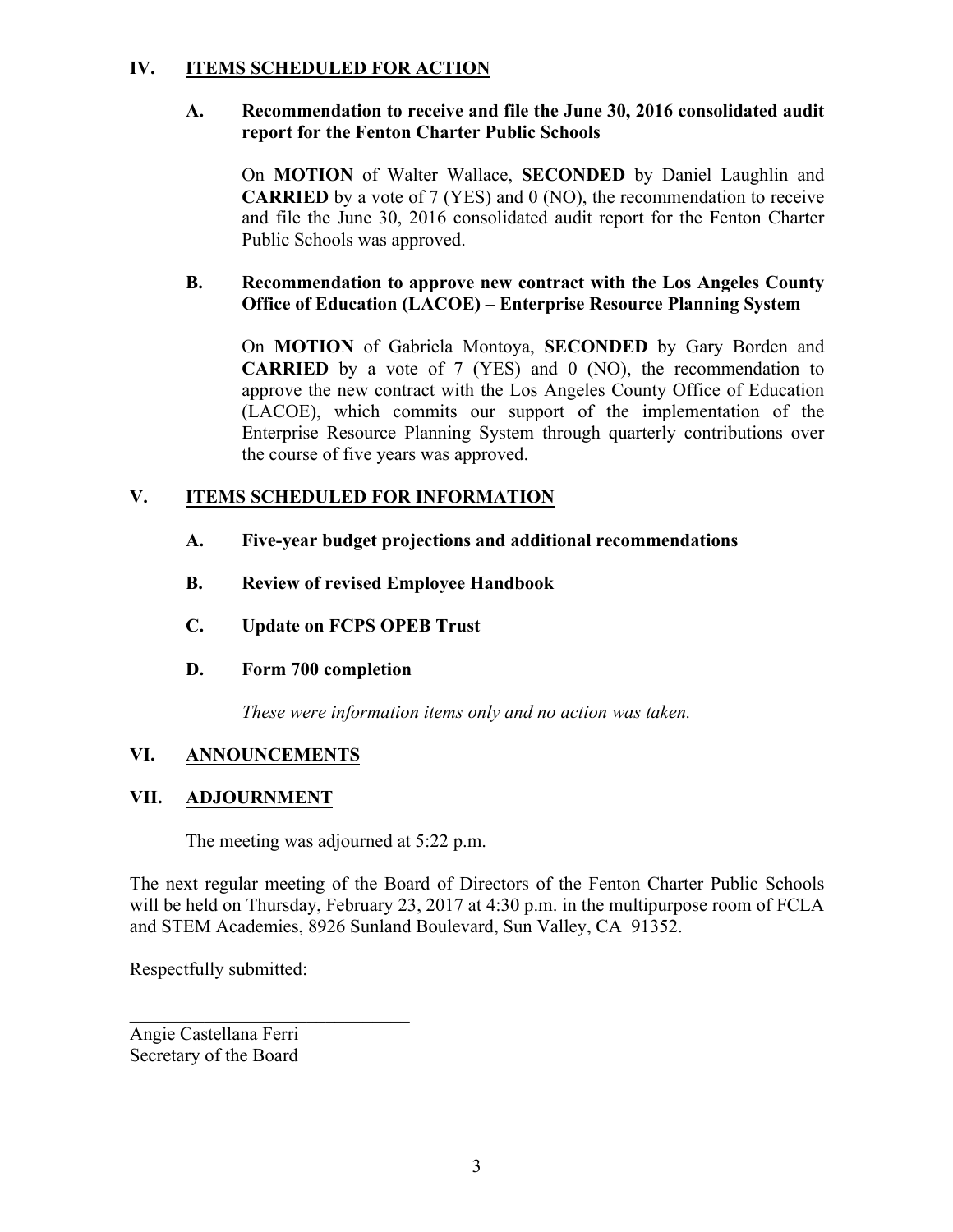## IV. ITEMS SCHEDULED FOR ACTION

### A. Recommendation to receive and file the June 30, 2016 consolidated audit report for the Fenton Charter Public Schools

On **MOTION** of Walter Wallace, **SECONDED** by Daniel Laughlin and **CARRIED** by a vote of 7 (YES) and 0 (NO), the recommendation to receive and file the June 30, 2016 consolidated audit report for the Fenton Charter Public Schools was approved.

### B. Recommendation to approve new contract with the Los Angeles County Office of Education (LACOE) – Enterprise Resource Planning System

On **MOTION** of Gabriela Montoya, **SECONDED** by Gary Borden and **CARRIED** by a vote of 7 (YES) and 0 (NO), the recommendation to approve the new contract with the Los Angeles County Office of Education (LACOE), which commits our support of the implementation of the Enterprise Resource Planning System through quarterly contributions over the course of five years was approved.

## V. ITEMS SCHEDULED FOR INFORMATION

### A. Five-year budget projections and additional recommendations

### B. Review of revised Employee Handbook

### C. Update on FCPS OPEB Trust

### D. Form 700 completion

*These were information items only and no action was taken.*

## VI. ANNOUNCEMENTS

## VII. ADJOURNMENT

The meeting was adjourned at 5:22 p.m.

The next regular meeting of the Board of Directors of the Fenton Charter Public Schools will be held on Thursday, February 23, 2017 at 4:30 p.m. in the multipurpose room of FCLA and STEM Academies, 8926 Sunland Boulevard, Sun Valley, CA 91352.

Respectfully submitted:

\_\_\_\_\_\_\_\_\_\_\_\_\_\_\_\_\_\_\_\_\_\_\_\_\_\_\_\_\_\_

Angie Castellana Ferri
Secretary of the Board